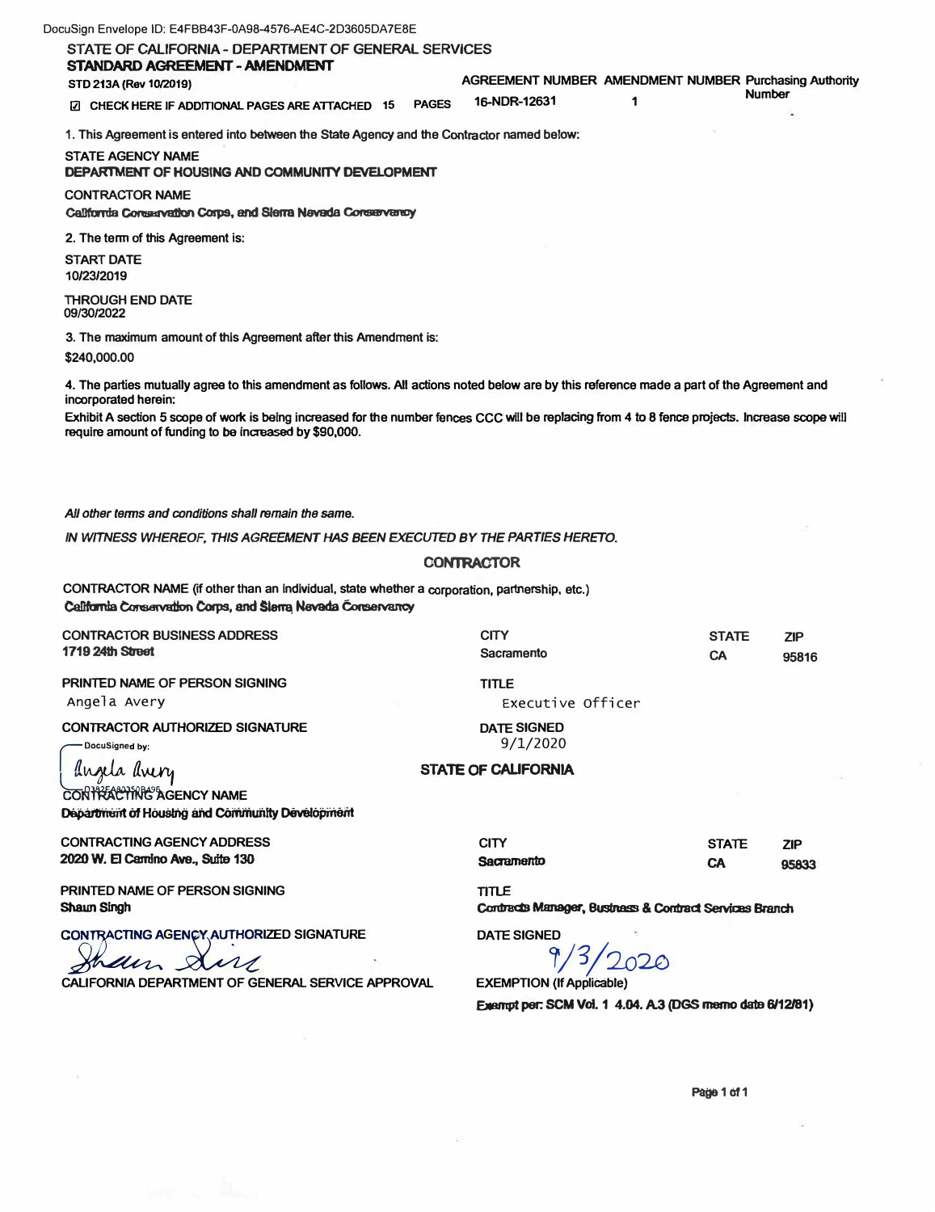DocuSign Envelope ID: E4FBB43F-0A98-4576-AE4C-2D3605DA7E8E

STATE OF CALIFORNIA - DEPARTMENT OF GENERAL SERVICES

**STANDARD AGREEMENT - AMENDMENT**

**STD 213A (Rev 10/2019)**

| AGREEMENT NUMBER | AMENDMENT NUMBER | Purchasing Authority Number |
|---|---|---|
| 16-NDR-12631 | 1 | |

☑ CHECK HERE IF ADDITIONAL PAGES ARE ATTACHED 15 PAGES

1. This Agreement is entered into between the State Agency and the Contractor named below:

STATE AGENCY NAME
**DEPARTMENT OF HOUSING AND COMMUNITY DEVELOPMENT**

CONTRACTOR NAME
**California Conservation Corps, and Sierra Nevada Conservancy**

2. The term of this Agreement is:

START DATE
**10/23/2019**

THROUGH END DATE
**09/30/2022**

3. The maximum amount of this Agreement after this Amendment is:

**$240,000.00**

4. The parties mutually agree to this amendment as follows. All actions noted below are by this reference made a part of the Agreement and incorporated herein:

**Exhibit A section 5 scope of work is being increased for the number fences CCC will be replacing from 4 to 8 fence projects. Increase scope will require amount of funding to be increased by $90,000.**

*All other terms and conditions shall remain the same.*

*IN WITNESS WHEREOF, THIS AGREEMENT HAS BEEN EXECUTED BY THE PARTIES HERETO.*

**CONTRACTOR**

CONTRACTOR NAME (if other than an individual, state whether a corporation, partnership, etc.)
**California Conservation Corps, and Sierra Nevada Conservancy**

| CONTRACTOR BUSINESS ADDRESS | CITY | STATE | ZIP |
|---|---|---|---|
| **1719 24th Street** | Sacramento | CA | 95816 |

| PRINTED NAME OF PERSON SIGNING | TITLE |
|---|---|
| Angela Avery | Executive Officer |

| CONTRACTOR AUTHORIZED SIGNATURE | DATE SIGNED |
|---|---|
| DocuSigned by: Angela Avery | 9/1/2020 |

**STATE OF CALIFORNIA**

CONTRACTING AGENCY NAME
**Department of Housing and Community Development**

| CONTRACTING AGENCY ADDRESS | CITY | STATE | ZIP |
|---|---|---|---|
| **2020 W. El Camino Ave., Suite 130** | **Sacramento** | **CA** | **95833** |

| PRINTED NAME OF PERSON SIGNING | TITLE |
|---|---|
| **Shaun Singh** | **Contracts Manager, Business & Contract Services Branch** |

| CONTRACTING AGENCY AUTHORIZED SIGNATURE | DATE SIGNED |
|---|---|
| Shaun Singh | 9/3/2020 |

| CALIFORNIA DEPARTMENT OF GENERAL SERVICE APPROVAL | EXEMPTION (If Applicable) |
|---|---|
| | **Exempt per: SCM Vol. 1 4.04. A.3 (DGS memo date 6/12/81)** |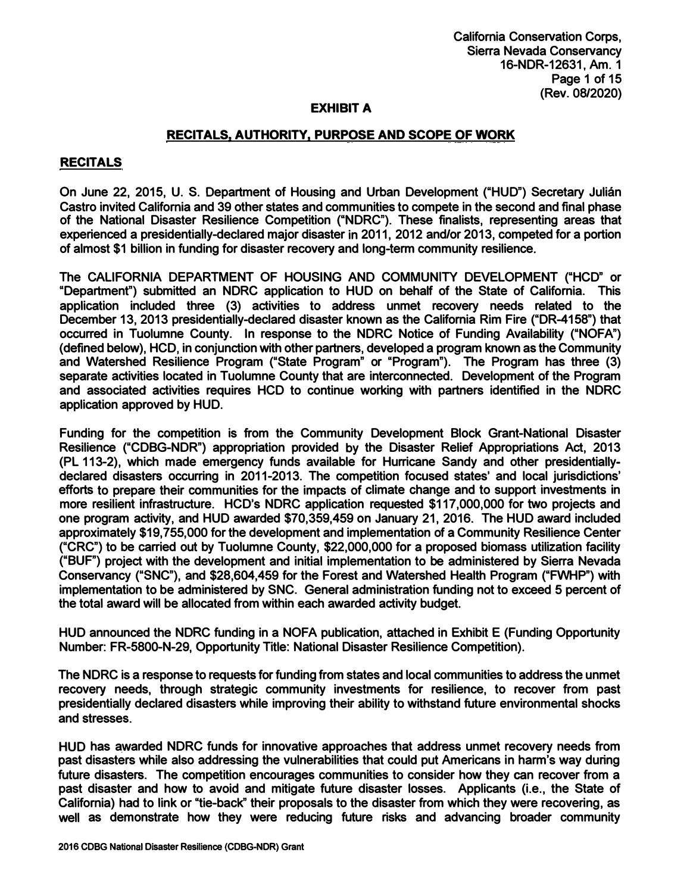# EXHIBIT A

## RECITALS, AUTHORITY, PURPOSE AND SCOPE OF WORK

### RECITALS

On June 22, 2015, U. S. Department of Housing and Urban Development ("HUD") Secretary Julián Castro invited California and 39 other states and communities to compete in the second and final phase of the National Disaster Resilience Competition ("NDRC"). These finalists, representing areas that experienced a presidentially-declared major disaster in 2011, 2012 and/or 2013, competed for a portion of almost $1 billion in funding for disaster recovery and long-term community resilience.

The CALIFORNIA DEPARTMENT OF HOUSING AND COMMUNITY DEVELOPMENT ("HCD" or "Department") submitted an NDRC application to HUD on behalf of the State of California. This application included three (3) activities to address unmet recovery needs related to the December 13, 2013 presidentially-declared disaster known as the California Rim Fire ("DR-4158") that occurred in Tuolumne County. In response to the NDRC Notice of Funding Availability ("NOFA") (defined below), HCD, in conjunction with other partners, developed a program known as the Community and Watershed Resilience Program ("State Program" or "Program"). The Program has three (3) separate activities located in Tuolumne County that are interconnected. Development of the Program and associated activities requires HCD to continue working with partners identified in the NDRC application approved by HUD.

Funding for the competition is from the Community Development Block Grant-National Disaster Resilience ("CDBG-NDR") appropriation provided by the Disaster Relief Appropriations Act, 2013 (PL 113-2), which made emergency funds available for Hurricane Sandy and other presidentially-declared disasters occurring in 2011-2013. The competition focused states' and local jurisdictions' efforts to prepare their communities for the impacts of climate change and to support investments in more resilient infrastructure. HCD's NDRC application requested $117,000,000 for two projects and one program activity, and HUD awarded $70,359,459 on January 21, 2016. The HUD award included approximately $19,755,000 for the development and implementation of a Community Resilience Center ("CRC") to be carried out by Tuolumne County, $22,000,000 for a proposed biomass utilization facility ("BUF") project with the development and initial implementation to be administered by Sierra Nevada Conservancy ("SNC"), and $28,604,459 for the Forest and Watershed Health Program ("FWHP") with implementation to be administered by SNC. General administration funding not to exceed 5 percent of the total award will be allocated from within each awarded activity budget.

HUD announced the NDRC funding in a NOFA publication, attached in Exhibit E (Funding Opportunity Number: FR-5800-N-29, Opportunity Title: National Disaster Resilience Competition).

The NDRC is a response to requests for funding from states and local communities to address the unmet recovery needs, through strategic community investments for resilience, to recover from past presidentially declared disasters while improving their ability to withstand future environmental shocks and stresses.

HUD has awarded NDRC funds for innovative approaches that address unmet recovery needs from past disasters while also addressing the vulnerabilities that could put Americans in harm's way during future disasters. The competition encourages communities to consider how they can recover from a past disaster and how to avoid and mitigate future disaster losses. Applicants (i.e., the State of California) had to link or "tie-back" their proposals to the disaster from which they were recovering, as well as demonstrate how they were reducing future risks and advancing broader community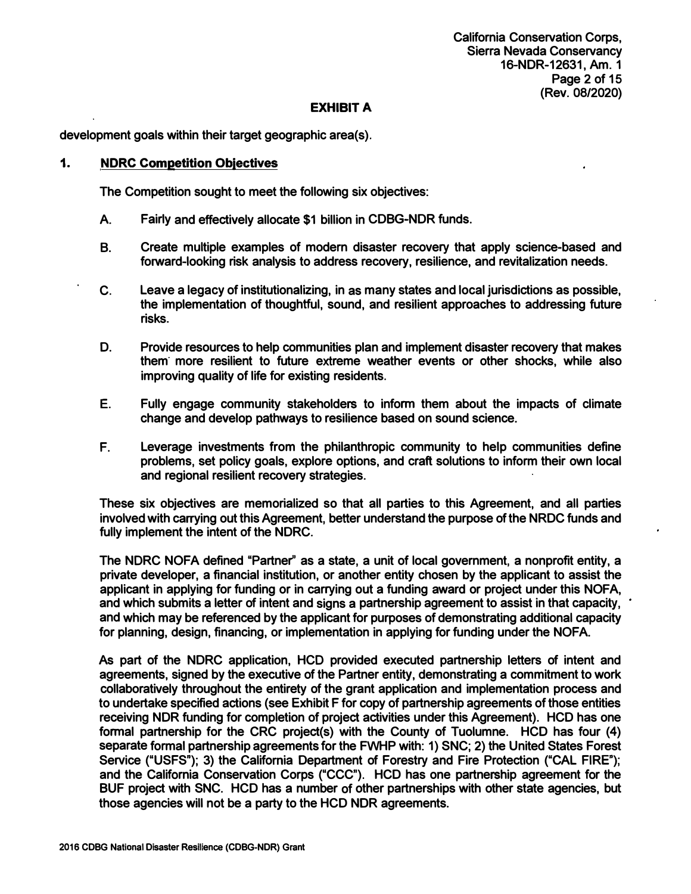## EXHIBIT A

development goals within their target geographic area(s).

### 1. NDRC Competition Objectives

The Competition sought to meet the following six objectives:

A. Fairly and effectively allocate $1 billion in CDBG-NDR funds.

B. Create multiple examples of modern disaster recovery that apply science-based and forward-looking risk analysis to address recovery, resilience, and revitalization needs.

C. Leave a legacy of institutionalizing, in as many states and local jurisdictions as possible, the implementation of thoughtful, sound, and resilient approaches to addressing future risks.

D. Provide resources to help communities plan and implement disaster recovery that makes them more resilient to future extreme weather events or other shocks, while also improving quality of life for existing residents.

E. Fully engage community stakeholders to inform them about the impacts of climate change and develop pathways to resilience based on sound science.

F. Leverage investments from the philanthropic community to help communities define problems, set policy goals, explore options, and craft solutions to inform their own local and regional resilient recovery strategies.

These six objectives are memorialized so that all parties to this Agreement, and all parties involved with carrying out this Agreement, better understand the purpose of the NRDC funds and fully implement the intent of the NDRC.

The NDRC NOFA defined "Partner" as a state, a unit of local government, a nonprofit entity, a private developer, a financial institution, or another entity chosen by the applicant to assist the applicant in applying for funding or in carrying out a funding award or project under this NOFA, and which submits a letter of intent and signs a partnership agreement to assist in that capacity, and which may be referenced by the applicant for purposes of demonstrating additional capacity for planning, design, financing, or implementation in applying for funding under the NOFA.

As part of the NDRC application, HCD provided executed partnership letters of intent and agreements, signed by the executive of the Partner entity, demonstrating a commitment to work collaboratively throughout the entirety of the grant application and implementation process and to undertake specified actions (see Exhibit F for copy of partnership agreements of those entities receiving NDR funding for completion of project activities under this Agreement). HCD has one formal partnership for the CRC project(s) with the County of Tuolumne. HCD has four (4) separate formal partnership agreements for the FWHP with: 1) SNC; 2) the United States Forest Service ("USFS"); 3) the California Department of Forestry and Fire Protection ("CAL FIRE"); and the California Conservation Corps ("CCC"). HCD has one partnership agreement for the BUF project with SNC. HCD has a number of other partnerships with other state agencies, but those agencies will not be a party to the HCD NDR agreements.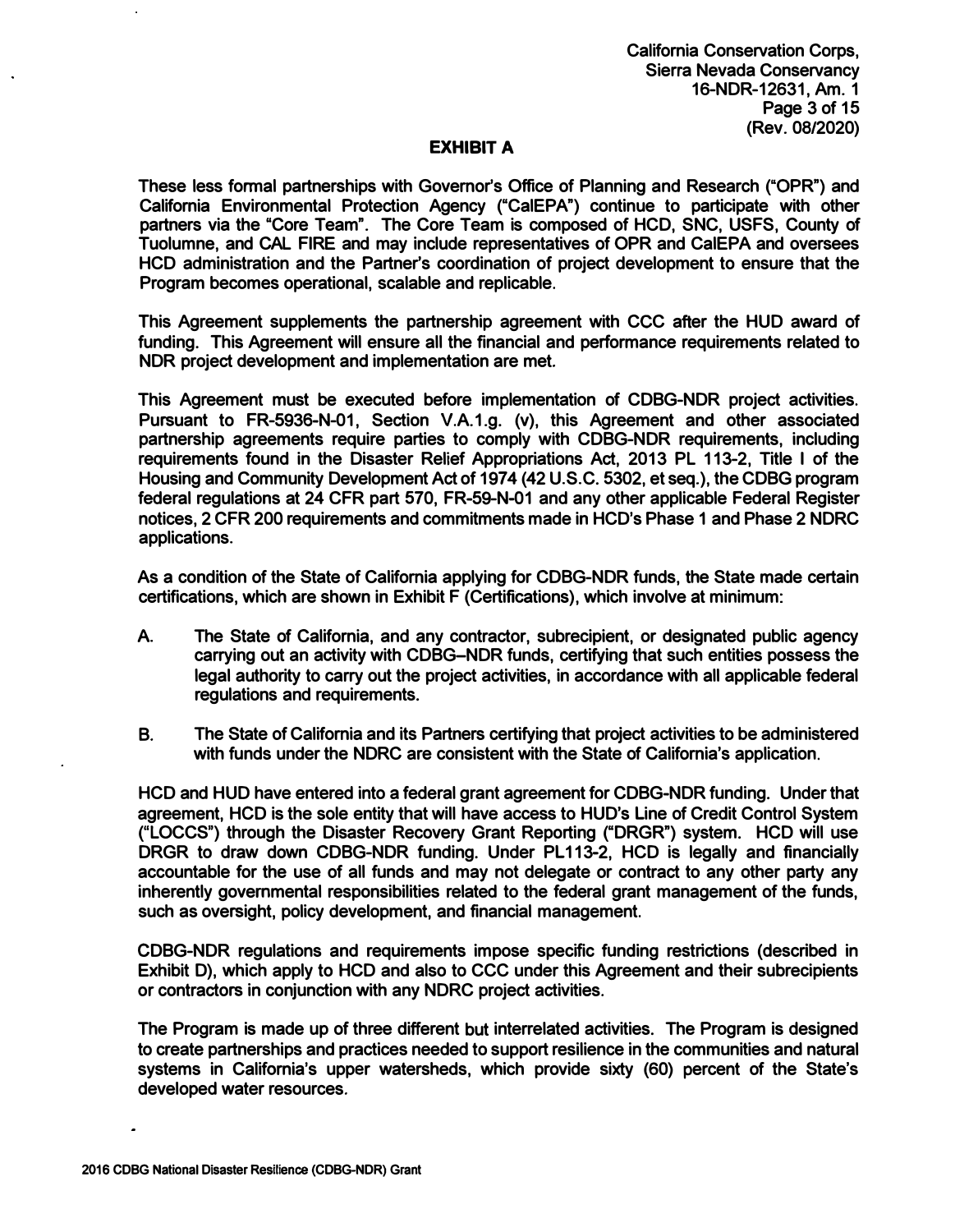## EXHIBIT A

These less formal partnerships with Governor's Office of Planning and Research ("OPR") and California Environmental Protection Agency ("CalEPA") continue to participate with other partners via the "Core Team". The Core Team is composed of HCD, SNC, USFS, County of Tuolumne, and CAL FIRE and may include representatives of OPR and CalEPA and oversees HCD administration and the Partner's coordination of project development to ensure that the Program becomes operational, scalable and replicable.

This Agreement supplements the partnership agreement with CCC after the HUD award of funding. This Agreement will ensure all the financial and performance requirements related to NDR project development and implementation are met.

This Agreement must be executed before implementation of CDBG-NDR project activities. Pursuant to FR-5936-N-01, Section V.A.1.g. (v), this Agreement and other associated partnership agreements require parties to comply with CDBG-NDR requirements, including requirements found in the Disaster Relief Appropriations Act, 2013 PL 113-2, Title I of the Housing and Community Development Act of 1974 (42 U.S.C. 5302, et seq.), the CDBG program federal regulations at 24 CFR part 570, FR-59-N-01 and any other applicable Federal Register notices, 2 CFR 200 requirements and commitments made in HCD's Phase 1 and Phase 2 NDRC applications.

As a condition of the State of California applying for CDBG-NDR funds, the State made certain certifications, which are shown in Exhibit F (Certifications), which involve at minimum:

A. The State of California, and any contractor, subrecipient, or designated public agency carrying out an activity with CDBG–NDR funds, certifying that such entities possess the legal authority to carry out the project activities, in accordance with all applicable federal regulations and requirements.

B. The State of California and its Partners certifying that project activities to be administered with funds under the NDRC are consistent with the State of California's application.

HCD and HUD have entered into a federal grant agreement for CDBG-NDR funding. Under that agreement, HCD is the sole entity that will have access to HUD's Line of Credit Control System ("LOCCS") through the Disaster Recovery Grant Reporting ("DRGR") system. HCD will use DRGR to draw down CDBG-NDR funding. Under PL113-2, HCD is legally and financially accountable for the use of all funds and may not delegate or contract to any other party any inherently governmental responsibilities related to the federal grant management of the funds, such as oversight, policy development, and financial management.

CDBG-NDR regulations and requirements impose specific funding restrictions (described in Exhibit D), which apply to HCD and also to CCC under this Agreement and their subrecipients or contractors in conjunction with any NDRC project activities.

The Program is made up of three different but interrelated activities. The Program is designed to create partnerships and practices needed to support resilience in the communities and natural systems in California's upper watersheds, which provide sixty (60) percent of the State's developed water resources.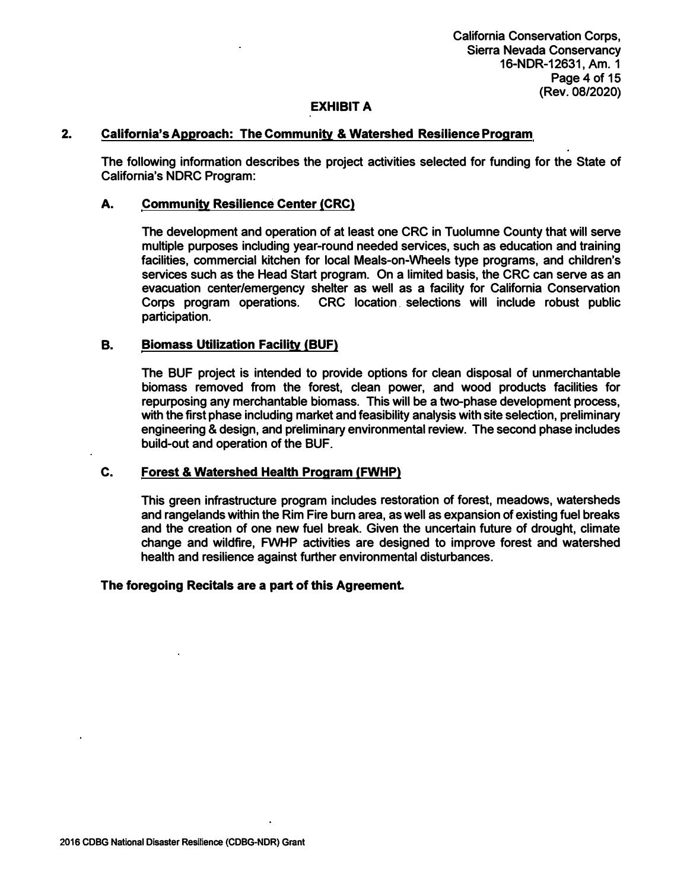## EXHIBIT A

### 2. California's Approach: The Community & Watershed Resilience Program

The following information describes the project activities selected for funding for the State of California's NDRC Program:

#### A. Community Resilience Center (CRC)

The development and operation of at least one CRC in Tuolumne County that will serve multiple purposes including year-round needed services, such as education and training facilities, commercial kitchen for local Meals-on-Wheels type programs, and children's services such as the Head Start program. On a limited basis, the CRC can serve as an evacuation center/emergency shelter as well as a facility for California Conservation Corps program operations. CRC location selections will include robust public participation.

#### B. Biomass Utilization Facility (BUF)

The BUF project is intended to provide options for clean disposal of unmerchantable biomass removed from the forest, clean power, and wood products facilities for repurposing any merchantable biomass. This will be a two-phase development process, with the first phase including market and feasibility analysis with site selection, preliminary engineering & design, and preliminary environmental review. The second phase includes build-out and operation of the BUF.

#### C. Forest & Watershed Health Program (FWHP)

This green infrastructure program includes restoration of forest, meadows, watersheds and rangelands within the Rim Fire burn area, as well as expansion of existing fuel breaks and the creation of one new fuel break. Given the uncertain future of drought, climate change and wildfire, FWHP activities are designed to improve forest and watershed health and resilience against further environmental disturbances.

**The foregoing Recitals are a part of this Agreement.**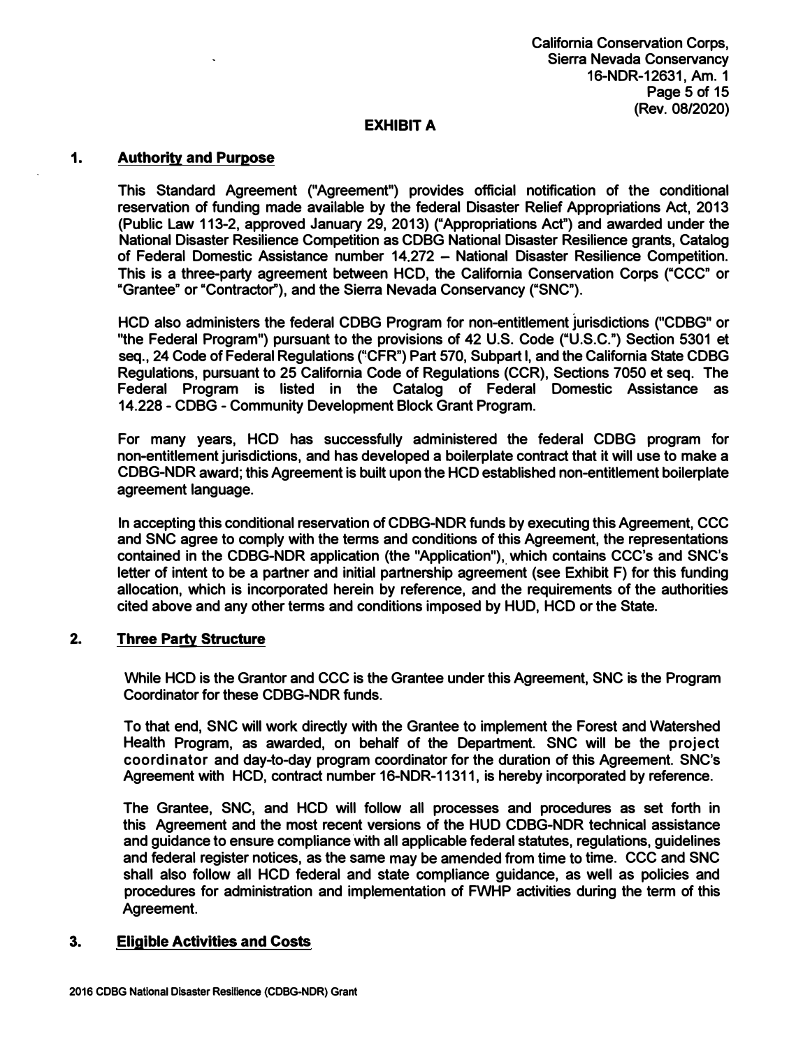## EXHIBIT A

### 1. Authority and Purpose

This Standard Agreement ("Agreement") provides official notification of the conditional reservation of funding made available by the federal Disaster Relief Appropriations Act, 2013 (Public Law 113-2, approved January 29, 2013) ("Appropriations Act") and awarded under the National Disaster Resilience Competition as CDBG National Disaster Resilience grants, Catalog of Federal Domestic Assistance number 14.272 – National Disaster Resilience Competition. This is a three-party agreement between HCD, the California Conservation Corps ("CCC" or "Grantee" or "Contractor"), and the Sierra Nevada Conservancy ("SNC").

HCD also administers the federal CDBG Program for non-entitlement jurisdictions ("CDBG" or "the Federal Program") pursuant to the provisions of 42 U.S. Code ("U.S.C.") Section 5301 et seq., 24 Code of Federal Regulations ("CFR") Part 570, Subpart I, and the California State CDBG Regulations, pursuant to 25 California Code of Regulations (CCR), Sections 7050 et seq. The Federal Program is listed in the Catalog of Federal Domestic Assistance as 14.228 - CDBG - Community Development Block Grant Program.

For many years, HCD has successfully administered the federal CDBG program for non-entitlement jurisdictions, and has developed a boilerplate contract that it will use to make a CDBG-NDR award; this Agreement is built upon the HCD established non-entitlement boilerplate agreement language.

In accepting this conditional reservation of CDBG-NDR funds by executing this Agreement, CCC and SNC agree to comply with the terms and conditions of this Agreement, the representations contained in the CDBG-NDR application (the "Application"), which contains CCC's and SNC's letter of intent to be a partner and initial partnership agreement (see Exhibit F) for this funding allocation, which is incorporated herein by reference, and the requirements of the authorities cited above and any other terms and conditions imposed by HUD, HCD or the State.

### 2. Three Party Structure

While HCD is the Grantor and CCC is the Grantee under this Agreement, SNC is the Program Coordinator for these CDBG-NDR funds.

To that end, SNC will work directly with the Grantee to implement the Forest and Watershed Health Program, as awarded, on behalf of the Department. SNC will be the project coordinator and day-to-day program coordinator for the duration of this Agreement. SNC's Agreement with HCD, contract number 16-NDR-11311, is hereby incorporated by reference.

The Grantee, SNC, and HCD will follow all processes and procedures as set forth in this Agreement and the most recent versions of the HUD CDBG-NDR technical assistance and guidance to ensure compliance with all applicable federal statutes, regulations, guidelines and federal register notices, as the same may be amended from time to time. CCC and SNC shall also follow all HCD federal and state compliance guidance, as well as policies and procedures for administration and implementation of FWHP activities during the term of this Agreement.

### 3. Eligible Activities and Costs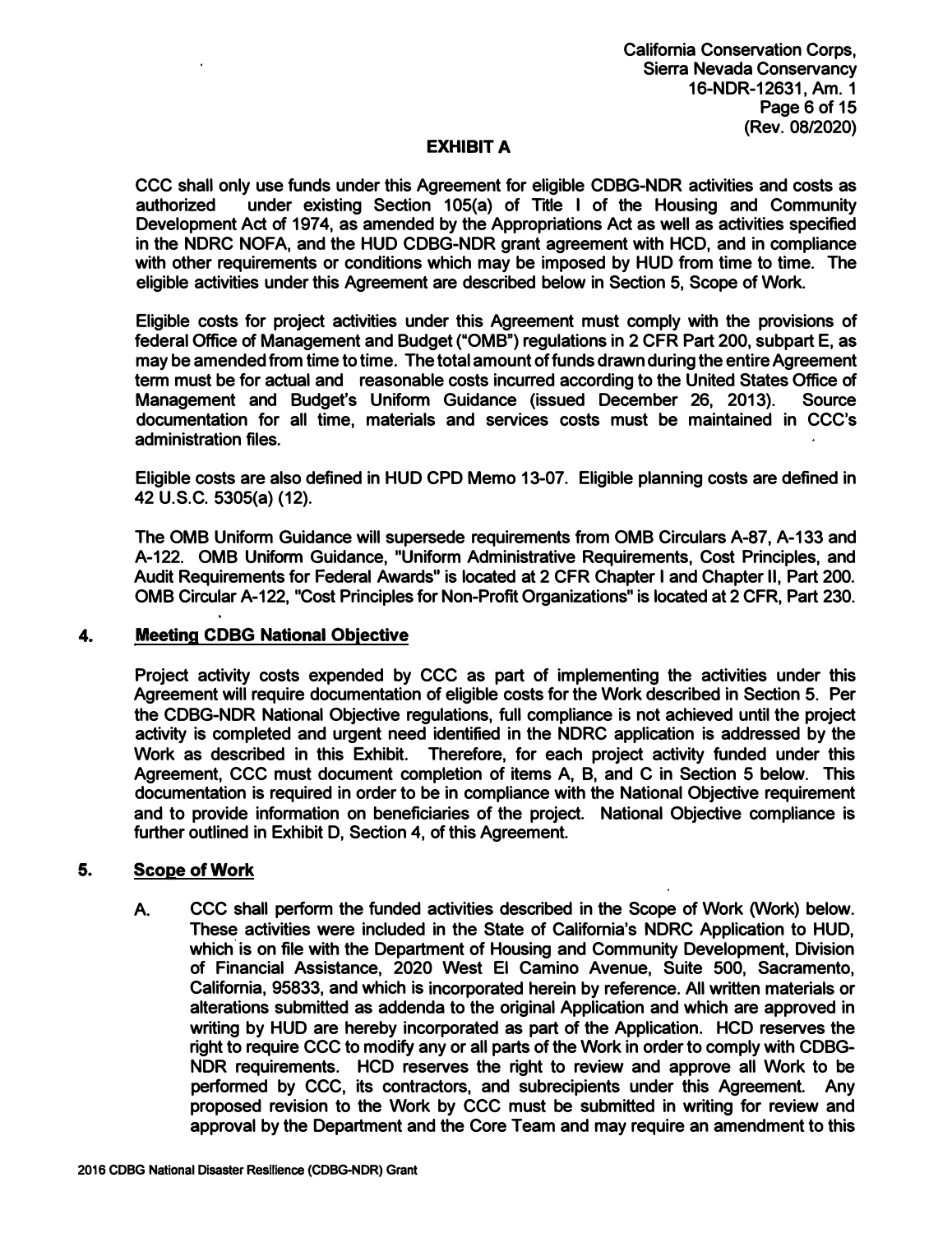## EXHIBIT A

CCC shall only use funds under this Agreement for eligible CDBG-NDR activities and costs as authorized under existing Section 105(a) of Title I of the Housing and Community Development Act of 1974, as amended by the Appropriations Act as well as activities specified in the NDRC NOFA, and the HUD CDBG-NDR grant agreement with HCD, and in compliance with other requirements or conditions which may be imposed by HUD from time to time. The eligible activities under this Agreement are described below in Section 5, Scope of Work.

Eligible costs for project activities under this Agreement must comply with the provisions of federal Office of Management and Budget ("OMB") regulations in 2 CFR Part 200, subpart E, as may be amended from time to time. The total amount of funds drawn during the entire Agreement term must be for actual and reasonable costs incurred according to the United States Office of Management and Budget's Uniform Guidance (issued December 26, 2013). Source documentation for all time, materials and services costs must be maintained in CCC's administration files.

Eligible costs are also defined in HUD CPD Memo 13-07. Eligible planning costs are defined in 42 U.S.C. 5305(a) (12).

The OMB Uniform Guidance will supersede requirements from OMB Circulars A-87, A-133 and A-122. OMB Uniform Guidance, "Uniform Administrative Requirements, Cost Principles, and Audit Requirements for Federal Awards" is located at 2 CFR Chapter I and Chapter II, Part 200. OMB Circular A-122, "Cost Principles for Non-Profit Organizations" is located at 2 CFR, Part 230.

### 4. Meeting CDBG National Objective

Project activity costs expended by CCC as part of implementing the activities under this Agreement will require documentation of eligible costs for the Work described in Section 5. Per the CDBG-NDR National Objective regulations, full compliance is not achieved until the project activity is completed and urgent need identified in the NDRC application is addressed by the Work as described in this Exhibit. Therefore, for each project activity funded under this Agreement, CCC must document completion of items A, B, and C in Section 5 below. This documentation is required in order to be in compliance with the National Objective requirement and to provide information on beneficiaries of the project. National Objective compliance is further outlined in Exhibit D, Section 4, of this Agreement.

### 5. Scope of Work

A. CCC shall perform the funded activities described in the Scope of Work (Work) below. These activities were included in the State of California's NDRC Application to HUD, which is on file with the Department of Housing and Community Development, Division of Financial Assistance, 2020 West El Camino Avenue, Suite 500, Sacramento, California, 95833, and which is incorporated herein by reference. All written materials or alterations submitted as addenda to the original Application and which are approved in writing by HUD are hereby incorporated as part of the Application. HCD reserves the right to require CCC to modify any or all parts of the Work in order to comply with CDBG-NDR requirements. HCD reserves the right to review and approve all Work to be performed by CCC, its contractors, and subrecipients under this Agreement. Any proposed revision to the Work by CCC must be submitted in writing for review and approval by the Department and the Core Team and may require an amendment to this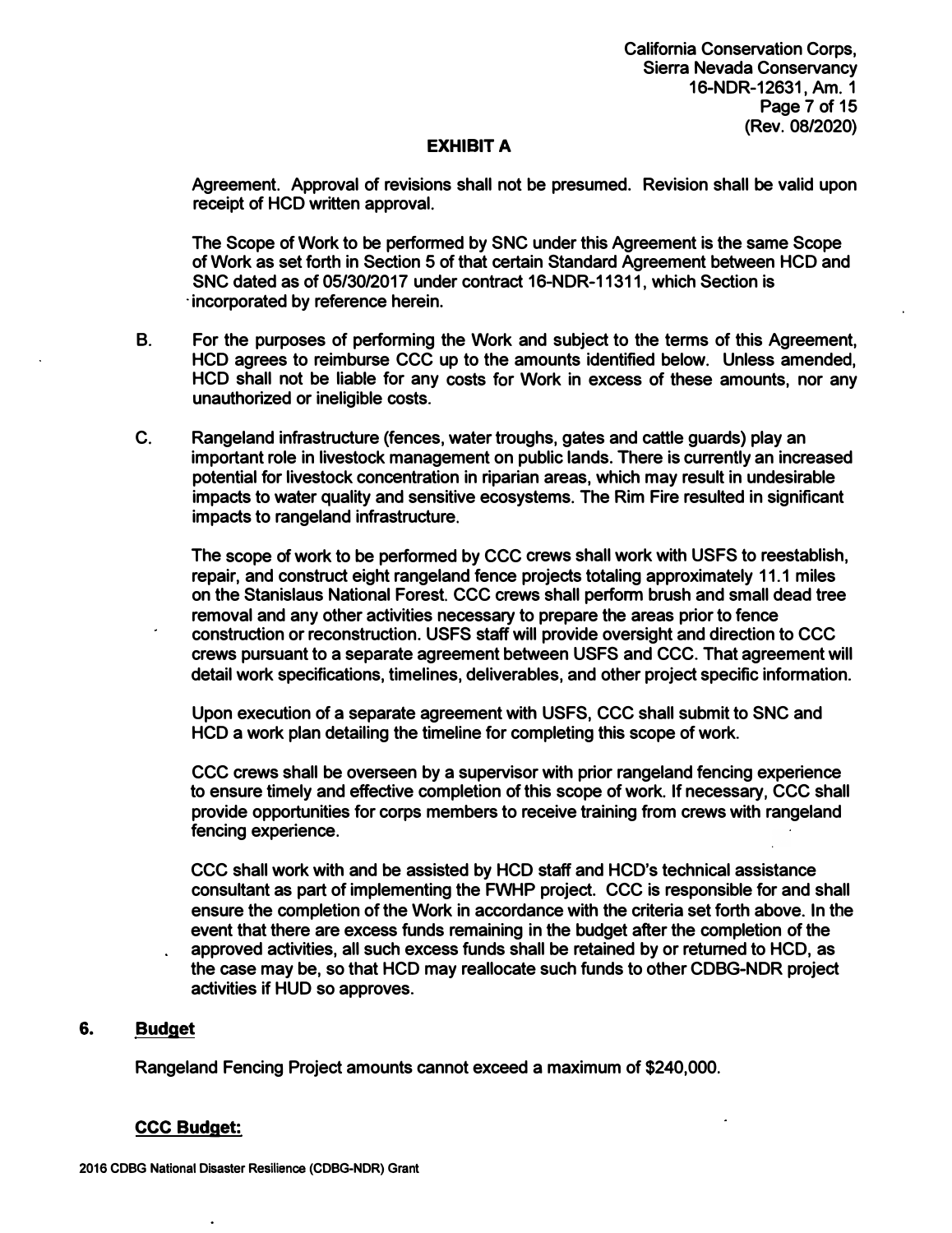## EXHIBIT A

Agreement. Approval of revisions shall not be presumed. Revision shall be valid upon receipt of HCD written approval.

The Scope of Work to be performed by SNC under this Agreement is the same Scope of Work as set forth in Section 5 of that certain Standard Agreement between HCD and SNC dated as of 05/30/2017 under contract 16-NDR-11311, which Section is incorporated by reference herein.

B. For the purposes of performing the Work and subject to the terms of this Agreement, HCD agrees to reimburse CCC up to the amounts identified below. Unless amended, HCD shall not be liable for any costs for Work in excess of these amounts, nor any unauthorized or ineligible costs.

C. Rangeland infrastructure (fences, water troughs, gates and cattle guards) play an important role in livestock management on public lands. There is currently an increased potential for livestock concentration in riparian areas, which may result in undesirable impacts to water quality and sensitive ecosystems. The Rim Fire resulted in significant impacts to rangeland infrastructure.

The scope of work to be performed by CCC crews shall work with USFS to reestablish, repair, and construct eight rangeland fence projects totaling approximately 11.1 miles on the Stanislaus National Forest. CCC crews shall perform brush and small dead tree removal and any other activities necessary to prepare the areas prior to fence construction or reconstruction. USFS staff will provide oversight and direction to CCC crews pursuant to a separate agreement between USFS and CCC. That agreement will detail work specifications, timelines, deliverables, and other project specific information.

Upon execution of a separate agreement with USFS, CCC shall submit to SNC and HCD a work plan detailing the timeline for completing this scope of work.

CCC crews shall be overseen by a supervisor with prior rangeland fencing experience to ensure timely and effective completion of this scope of work. If necessary, CCC shall provide opportunities for corps members to receive training from crews with rangeland fencing experience.

CCC shall work with and be assisted by HCD staff and HCD's technical assistance consultant as part of implementing the FWHP project. CCC is responsible for and shall ensure the completion of the Work in accordance with the criteria set forth above. In the event that there are excess funds remaining in the budget after the completion of the approved activities, all such excess funds shall be retained by or returned to HCD, as the case may be, so that HCD may reallocate such funds to other CDBG-NDR project activities if HUD so approves.

## 6. Budget

Rangeland Fencing Project amounts cannot exceed a maximum of $240,000.

**CCC Budget:**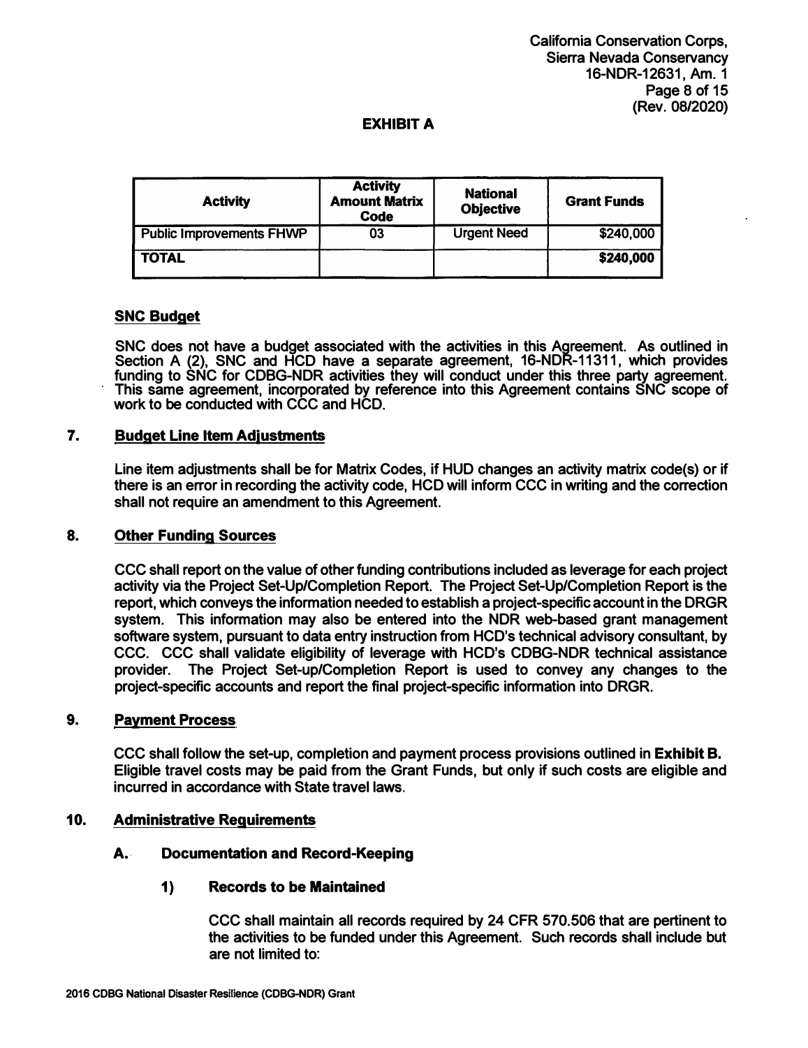# EXHIBIT A

| Activity | Activity Amount Matrix Code | National Objective | Grant Funds |
|---|---|---|---|
| Public Improvements FHWP | 03 | Urgent Need | $240,000 |
| **TOTAL** | | | **$240,000** |

**SNC Budget**

SNC does not have a budget associated with the activities in this Agreement. As outlined in Section A (2), SNC and HCD have a separate agreement, 16-NDR-11311, which provides funding to SNC for CDBG-NDR activities they will conduct under this three party agreement. This same agreement, incorporated by reference into this Agreement contains SNC scope of work to be conducted with CCC and HCD.

## 7. Budget Line Item Adjustments

Line item adjustments shall be for Matrix Codes, if HUD changes an activity matrix code(s) or if there is an error in recording the activity code, HCD will inform CCC in writing and the correction shall not require an amendment to this Agreement.

## 8. Other Funding Sources

CCC shall report on the value of other funding contributions included as leverage for each project activity via the Project Set-Up/Completion Report. The Project Set-Up/Completion Report is the report, which conveys the information needed to establish a project-specific account in the DRGR system. This information may also be entered into the NDR web-based grant management software system, pursuant to data entry instruction from HCD's technical advisory consultant, by CCC. CCC shall validate eligibility of leverage with HCD's CDBG-NDR technical assistance provider. The Project Set-up/Completion Report is used to convey any changes to the project-specific accounts and report the final project-specific information into DRGR.

## 9. Payment Process

CCC shall follow the set-up, completion and payment process provisions outlined in **Exhibit B.** Eligible travel costs may be paid from the Grant Funds, but only if such costs are eligible and incurred in accordance with State travel laws.

## 10. Administrative Requirements

### A. Documentation and Record-Keeping

#### 1) Records to be Maintained

CCC shall maintain all records required by 24 CFR 570.506 that are pertinent to the activities to be funded under this Agreement. Such records shall include but are not limited to: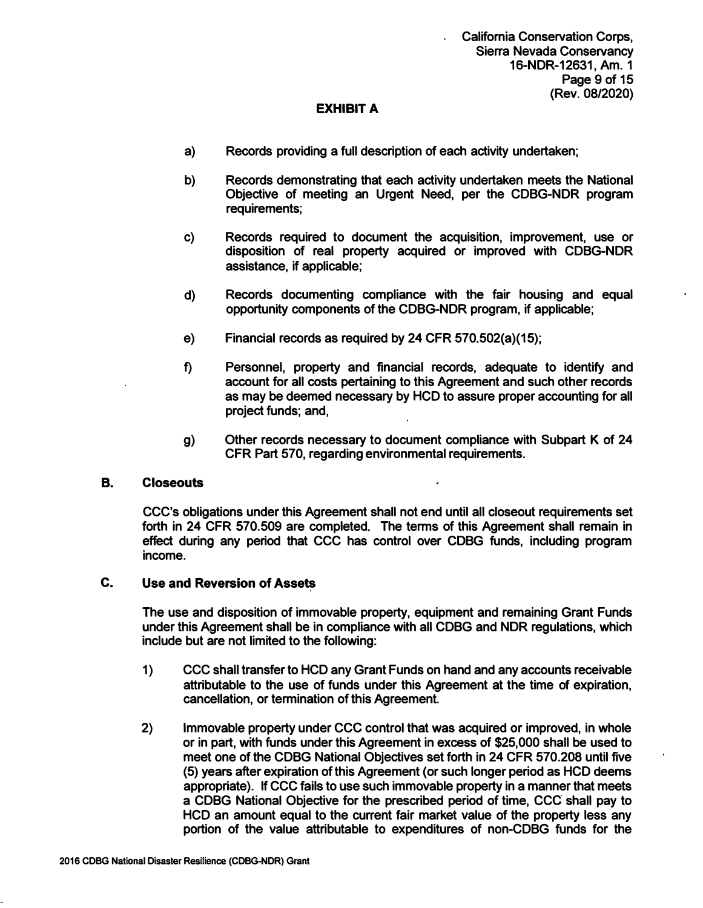**EXHIBIT A**

a) Records providing a full description of each activity undertaken;

b) Records demonstrating that each activity undertaken meets the National Objective of meeting an Urgent Need, per the CDBG-NDR program requirements;

c) Records required to document the acquisition, improvement, use or disposition of real property acquired or improved with CDBG-NDR assistance, if applicable;

d) Records documenting compliance with the fair housing and equal opportunity components of the CDBG-NDR program, if applicable;

e) Financial records as required by 24 CFR 570.502(a)(15);

f) Personnel, property and financial records, adequate to identify and account for all costs pertaining to this Agreement and such other records as may be deemed necessary by HCD to assure proper accounting for all project funds; and,

g) Other records necessary to document compliance with Subpart K of 24 CFR Part 570, regarding environmental requirements.

### B. Closeouts

CCC's obligations under this Agreement shall not end until all closeout requirements set forth in 24 CFR 570.509 are completed. The terms of this Agreement shall remain in effect during any period that CCC has control over CDBG funds, including program income.

### C. Use and Reversion of Assets

The use and disposition of immovable property, equipment and remaining Grant Funds under this Agreement shall be in compliance with all CDBG and NDR regulations, which include but are not limited to the following:

1) CCC shall transfer to HCD any Grant Funds on hand and any accounts receivable attributable to the use of funds under this Agreement at the time of expiration, cancellation, or termination of this Agreement.

2) Immovable property under CCC control that was acquired or improved, in whole or in part, with funds under this Agreement in excess of $25,000 shall be used to meet one of the CDBG National Objectives set forth in 24 CFR 570.208 until five (5) years after expiration of this Agreement (or such longer period as HCD deems appropriate). If CCC fails to use such immovable property in a manner that meets a CDBG National Objective for the prescribed period of time, CCC shall pay to HCD an amount equal to the current fair market value of the property less any portion of the value attributable to expenditures of non-CDBG funds for the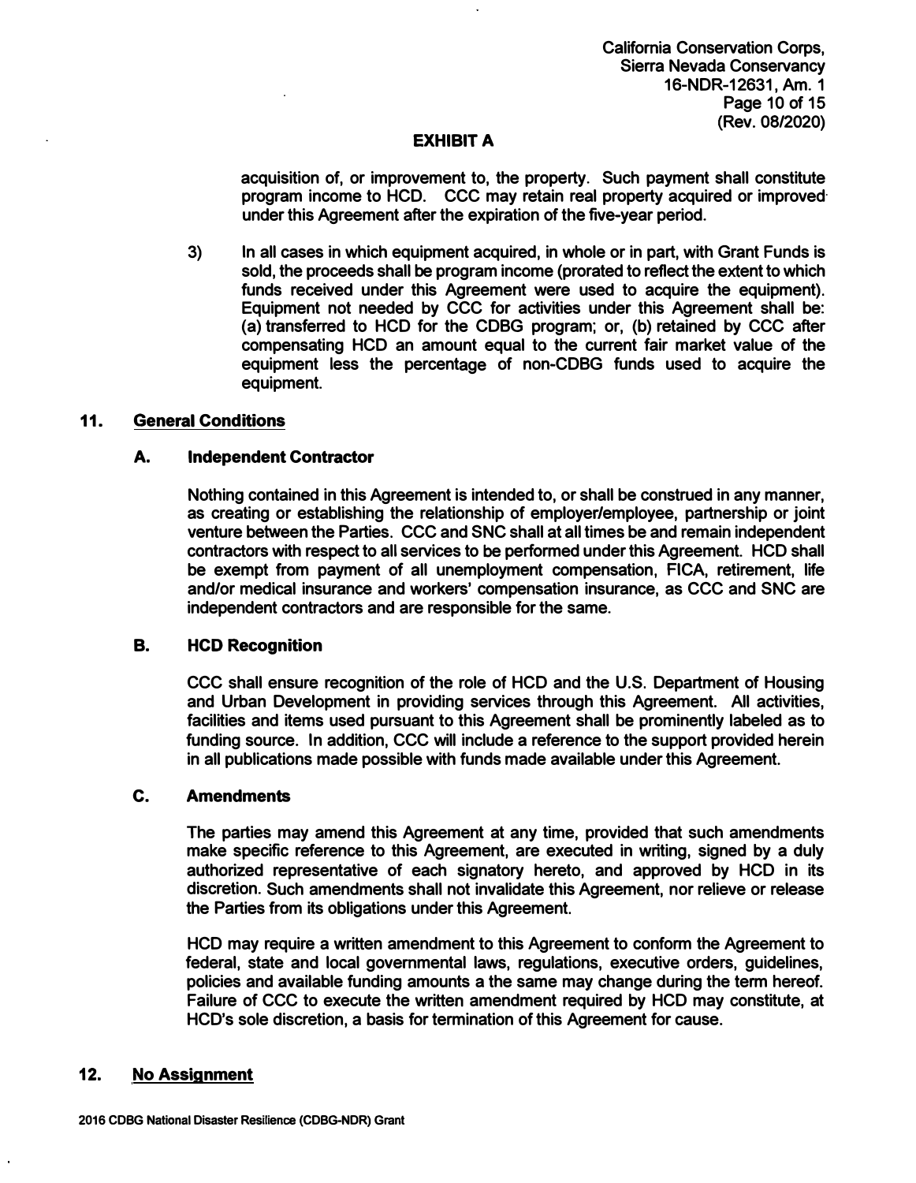acquisition of, or improvement to, the property. Such payment shall constitute program income to HCD. CCC may retain real property acquired or improved under this Agreement after the expiration of the five-year period.

3) In all cases in which equipment acquired, in whole or in part, with Grant Funds is sold, the proceeds shall be program income (prorated to reflect the extent to which funds received under this Agreement were used to acquire the equipment). Equipment not needed by CCC for activities under this Agreement shall be: (a) transferred to HCD for the CDBG program; or, (b) retained by CCC after compensating HCD an amount equal to the current fair market value of the equipment less the percentage of non-CDBG funds used to acquire the equipment.

## 11. General Conditions

### A. Independent Contractor

Nothing contained in this Agreement is intended to, or shall be construed in any manner, as creating or establishing the relationship of employer/employee, partnership or joint venture between the Parties. CCC and SNC shall at all times be and remain independent contractors with respect to all services to be performed under this Agreement. HCD shall be exempt from payment of all unemployment compensation, FICA, retirement, life and/or medical insurance and workers' compensation insurance, as CCC and SNC are independent contractors and are responsible for the same.

### B. HCD Recognition

CCC shall ensure recognition of the role of HCD and the U.S. Department of Housing and Urban Development in providing services through this Agreement. All activities, facilities and items used pursuant to this Agreement shall be prominently labeled as to funding source. In addition, CCC will include a reference to the support provided herein in all publications made possible with funds made available under this Agreement.

### C. Amendments

The parties may amend this Agreement at any time, provided that such amendments make specific reference to this Agreement, are executed in writing, signed by a duly authorized representative of each signatory hereto, and approved by HCD in its discretion. Such amendments shall not invalidate this Agreement, nor relieve or release the Parties from its obligations under this Agreement.

HCD may require a written amendment to this Agreement to conform the Agreement to federal, state and local governmental laws, regulations, executive orders, guidelines, policies and available funding amounts a the same may change during the term hereof. Failure of CCC to execute the written amendment required by HCD may constitute, at HCD's sole discretion, a basis for termination of this Agreement for cause.

## 12. No Assignment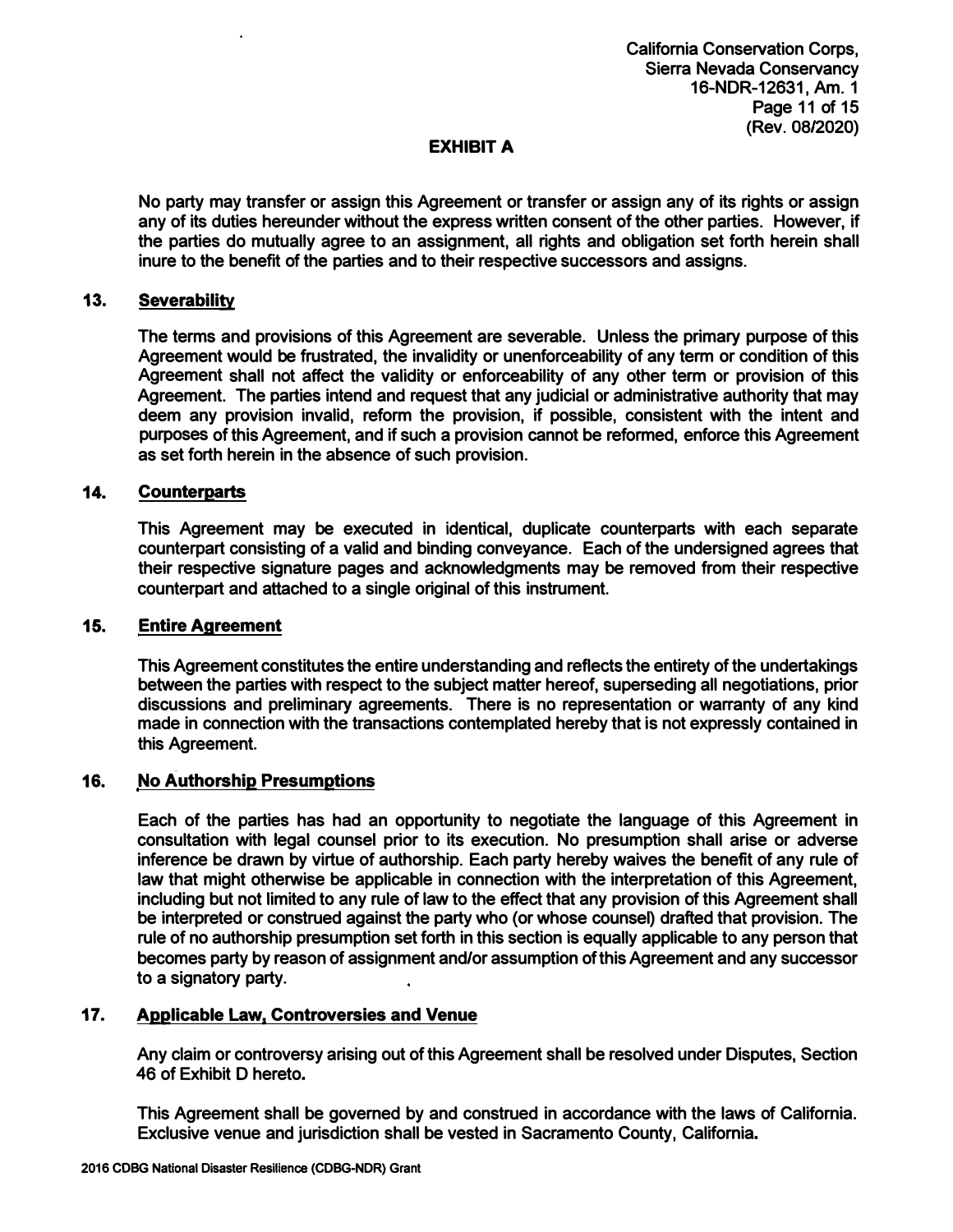## EXHIBIT A

No party may transfer or assign this Agreement or transfer or assign any of its rights or assign any of its duties hereunder without the express written consent of the other parties. However, if the parties do mutually agree to an assignment, all rights and obligation set forth herein shall inure to the benefit of the parties and to their respective successors and assigns.

### 13. Severability

The terms and provisions of this Agreement are severable. Unless the primary purpose of this Agreement would be frustrated, the invalidity or unenforceability of any term or condition of this Agreement shall not affect the validity or enforceability of any other term or provision of this Agreement. The parties intend and request that any judicial or administrative authority that may deem any provision invalid, reform the provision, if possible, consistent with the intent and purposes of this Agreement, and if such a provision cannot be reformed, enforce this Agreement as set forth herein in the absence of such provision.

### 14. Counterparts

This Agreement may be executed in identical, duplicate counterparts with each separate counterpart consisting of a valid and binding conveyance. Each of the undersigned agrees that their respective signature pages and acknowledgments may be removed from their respective counterpart and attached to a single original of this instrument.

### 15. Entire Agreement

This Agreement constitutes the entire understanding and reflects the entirety of the undertakings between the parties with respect to the subject matter hereof, superseding all negotiations, prior discussions and preliminary agreements. There is no representation or warranty of any kind made in connection with the transactions contemplated hereby that is not expressly contained in this Agreement.

### 16. No Authorship Presumptions

Each of the parties has had an opportunity to negotiate the language of this Agreement in consultation with legal counsel prior to its execution. No presumption shall arise or adverse inference be drawn by virtue of authorship. Each party hereby waives the benefit of any rule of law that might otherwise be applicable in connection with the interpretation of this Agreement, including but not limited to any rule of law to the effect that any provision of this Agreement shall be interpreted or construed against the party who (or whose counsel) drafted that provision. The rule of no authorship presumption set forth in this section is equally applicable to any person that becomes party by reason of assignment and/or assumption of this Agreement and any successor to a signatory party.

### 17. Applicable Law, Controversies and Venue

Any claim or controversy arising out of this Agreement shall be resolved under Disputes, Section 46 of Exhibit D hereto.

This Agreement shall be governed by and construed in accordance with the laws of California. Exclusive venue and jurisdiction shall be vested in Sacramento County, California.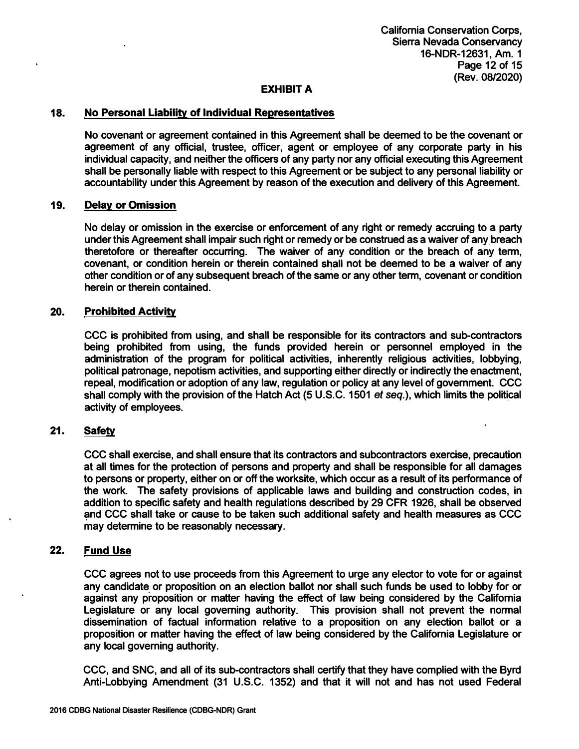# EXHIBIT A

## 18. No Personal Liability of Individual Representatives

No covenant or agreement contained in this Agreement shall be deemed to be the covenant or agreement of any official, trustee, officer, agent or employee of any corporate party in his individual capacity, and neither the officers of any party nor any official executing this Agreement shall be personally liable with respect to this Agreement or be subject to any personal liability or accountability under this Agreement by reason of the execution and delivery of this Agreement.

## 19. Delay or Omission

No delay or omission in the exercise or enforcement of any right or remedy accruing to a party under this Agreement shall impair such right or remedy or be construed as a waiver of any breach theretofore or thereafter occurring. The waiver of any condition or the breach of any term, covenant, or condition herein or therein contained shall not be deemed to be a waiver of any other condition or of any subsequent breach of the same or any other term, covenant or condition herein or therein contained.

## 20. Prohibited Activity

CCC is prohibited from using, and shall be responsible for its contractors and sub-contractors being prohibited from using, the funds provided herein or personnel employed in the administration of the program for political activities, inherently religious activities, lobbying, political patronage, nepotism activities, and supporting either directly or indirectly the enactment, repeal, modification or adoption of any law, regulation or policy at any level of government. CCC shall comply with the provision of the Hatch Act (5 U.S.C. 1501 *et seq.*), which limits the political activity of employees.

## 21. Safety

CCC shall exercise, and shall ensure that its contractors and subcontractors exercise, precaution at all times for the protection of persons and property and shall be responsible for all damages to persons or property, either on or off the worksite, which occur as a result of its performance of the work. The safety provisions of applicable laws and building and construction codes, in addition to specific safety and health regulations described by 29 CFR 1926, shall be observed and CCC shall take or cause to be taken such additional safety and health measures as CCC may determine to be reasonably necessary.

## 22. Fund Use

CCC agrees not to use proceeds from this Agreement to urge any elector to vote for or against any candidate or proposition on an election ballot nor shall such funds be used to lobby for or against any proposition or matter having the effect of law being considered by the California Legislature or any local governing authority. This provision shall not prevent the normal dissemination of factual information relative to a proposition on any election ballot or a proposition or matter having the effect of law being considered by the California Legislature or any local governing authority.

CCC, and SNC, and all of its sub-contractors shall certify that they have complied with the Byrd Anti-Lobbying Amendment (31 U.S.C. 1352) and that it will not and has not used Federal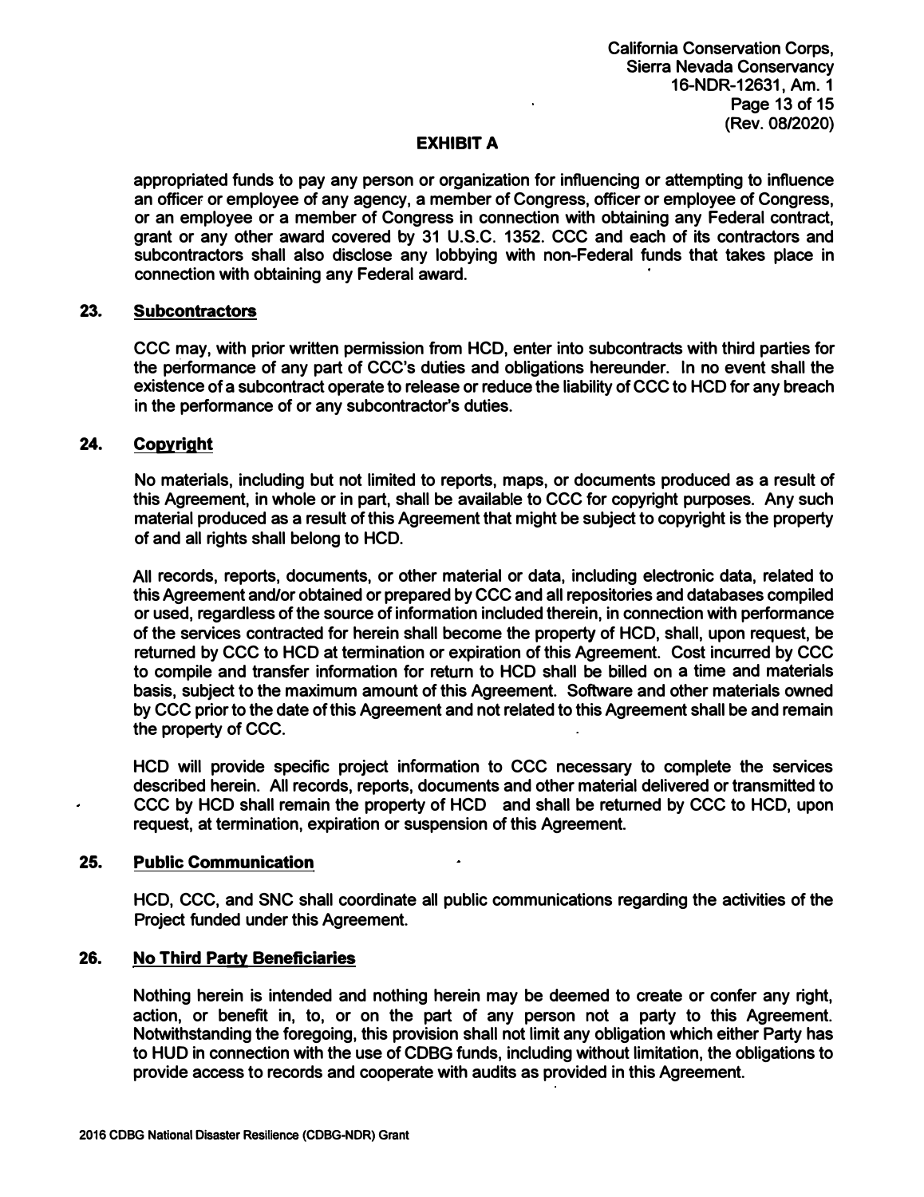## EXHIBIT A

appropriated funds to pay any person or organization for influencing or attempting to influence an officer or employee of any agency, a member of Congress, officer or employee of Congress, or an employee or a member of Congress in connection with obtaining any Federal contract, grant or any other award covered by 31 U.S.C. 1352. CCC and each of its contractors and subcontractors shall also disclose any lobbying with non-Federal funds that takes place in connection with obtaining any Federal award.

**23. Subcontractors**

CCC may, with prior written permission from HCD, enter into subcontracts with third parties for the performance of any part of CCC's duties and obligations hereunder. In no event shall the existence of a subcontract operate to release or reduce the liability of CCC to HCD for any breach in the performance of or any subcontractor's duties.

**24. Copyright**

No materials, including but not limited to reports, maps, or documents produced as a result of this Agreement, in whole or in part, shall be available to CCC for copyright purposes. Any such material produced as a result of this Agreement that might be subject to copyright is the property of and all rights shall belong to HCD.

All records, reports, documents, or other material or data, including electronic data, related to this Agreement and/or obtained or prepared by CCC and all repositories and databases compiled or used, regardless of the source of information included therein, in connection with performance of the services contracted for herein shall become the property of HCD, shall, upon request, be returned by CCC to HCD at termination or expiration of this Agreement. Cost incurred by CCC to compile and transfer information for return to HCD shall be billed on a time and materials basis, subject to the maximum amount of this Agreement. Software and other materials owned by CCC prior to the date of this Agreement and not related to this Agreement shall be and remain the property of CCC.

HCD will provide specific project information to CCC necessary to complete the services described herein. All records, reports, documents and other material delivered or transmitted to CCC by HCD shall remain the property of HCD and shall be returned by CCC to HCD, upon request, at termination, expiration or suspension of this Agreement.

**25. Public Communication**

HCD, CCC, and SNC shall coordinate all public communications regarding the activities of the Project funded under this Agreement.

**26. No Third Party Beneficiaries**

Nothing herein is intended and nothing herein may be deemed to create or confer any right, action, or benefit in, to, or on the part of any person not a party to this Agreement. Notwithstanding the foregoing, this provision shall not limit any obligation which either Party has to HUD in connection with the use of CDBG funds, including without limitation, the obligations to provide access to records and cooperate with audits as provided in this Agreement.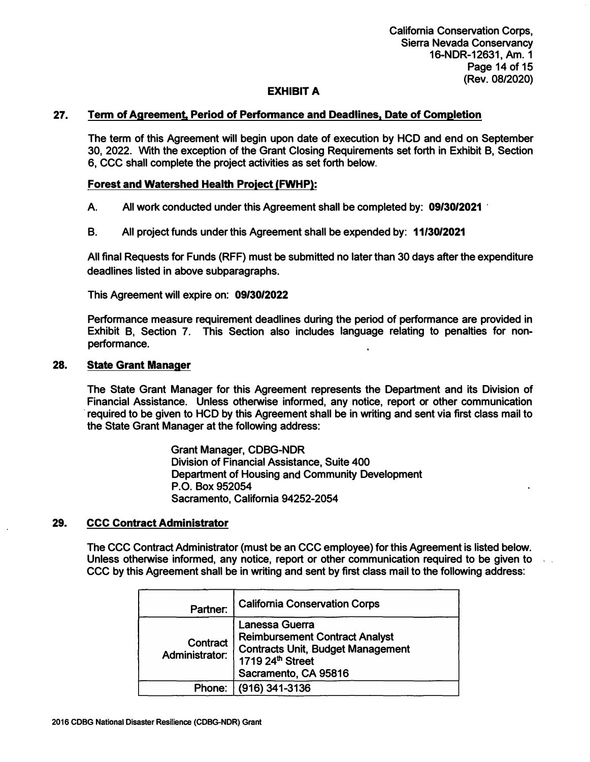## EXHIBIT A

### 27. Term of Agreement, Period of Performance and Deadlines, Date of Completion

The term of this Agreement will begin upon date of execution by HCD and end on September 30, 2022. With the exception of the Grant Closing Requirements set forth in Exhibit B, Section 6, CCC shall complete the project activities as set forth below.

**Forest and Watershed Health Project (FWHP):**

A. All work conducted under this Agreement shall be completed by: **09/30/2021**

B. All project funds under this Agreement shall be expended by: **11/30/2021**

All final Requests for Funds (RFF) must be submitted no later than 30 days after the expenditure deadlines listed in above subparagraphs.

This Agreement will expire on: **09/30/2022**

Performance measure requirement deadlines during the period of performance are provided in Exhibit B, Section 7. This Section also includes language relating to penalties for non-performance.

### 28. State Grant Manager

The State Grant Manager for this Agreement represents the Department and its Division of Financial Assistance. Unless otherwise informed, any notice, report or other communication required to be given to HCD by this Agreement shall be in writing and sent via first class mail to the State Grant Manager at the following address:

Grant Manager, CDBG-NDR
Division of Financial Assistance, Suite 400
Department of Housing and Community Development
P.O. Box 952054
Sacramento, California 94252-2054

### 29. CCC Contract Administrator

The CCC Contract Administrator (must be an CCC employee) for this Agreement is listed below. Unless otherwise informed, any notice, report or other communication required to be given to CCC by this Agreement shall be in writing and sent by first class mail to the following address:

| | |
|---|---|
| Partner: | California Conservation Corps |
| Contract Administrator: | Lanessa Guerra<br>Reimbursement Contract Analyst<br>Contracts Unit, Budget Management<br>1719 24th Street<br>Sacramento, CA 95816 |
| Phone: | (916) 341-3136 |

2016 CDBG National Disaster Resilience (CDBG-NDR) Grant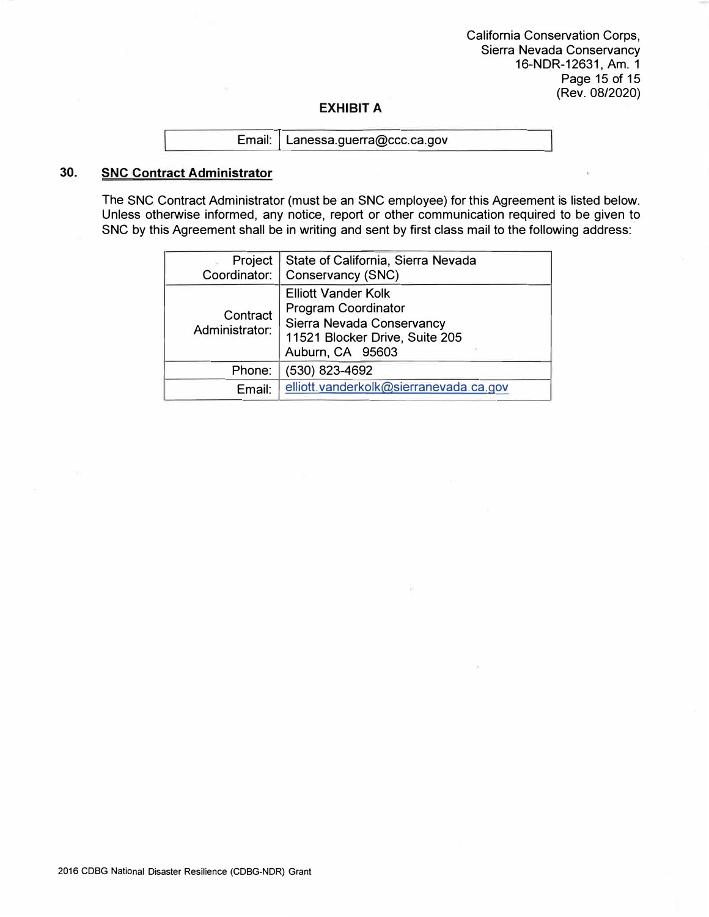## EXHIBIT A

| | |
|---|---|
| Email: | Lanessa.guerra@ccc.ca.gov |

### 30. SNC Contract Administrator

The SNC Contract Administrator (must be an SNC employee) for this Agreement is listed below. Unless otherwise informed, any notice, report or other communication required to be given to SNC by this Agreement shall be in writing and sent by first class mail to the following address:

| | |
|---|---|
| Project Coordinator: | State of California, Sierra Nevada Conservancy (SNC) |
| Contract Administrator: | Elliott Vander Kolk<br>Program Coordinator<br>Sierra Nevada Conservancy<br>11521 Blocker Drive, Suite 205<br>Auburn, CA 95603 |
| Phone: | (530) 823-4692 |
| Email: | elliott.vanderkolk@sierranevada.ca.gov |